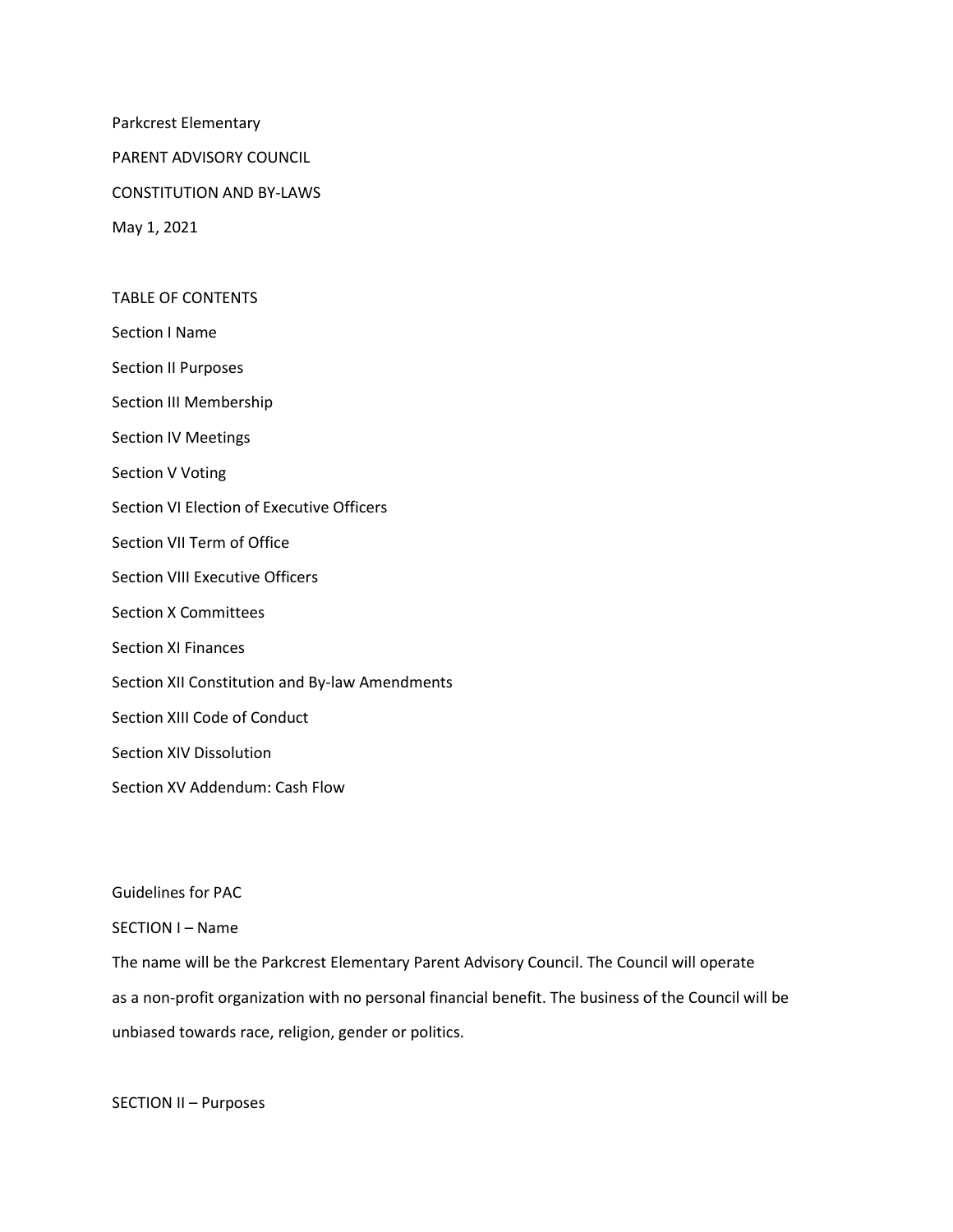Parkcrest Elementary

PARENT ADVISORY COUNCIL

CONSTITUTION AND BY-LAWS

May 1, 2021

TABLE OF CONTENTS

Section I Name

Section II Purposes

Section III Membership

Section IV Meetings

Section V Voting

Section VI Election of Executive Officers

Section VII Term of Office

Section VIII Executive Officers

Section X Committees

Section XI Finances

Section XII Constitution and By-law Amendments

Section XIII Code of Conduct

Section XIV Dissolution

Section XV Addendum: Cash Flow

Guidelines for PAC

## SECTION I – Name

The name will be the Parkcrest Elementary Parent Advisory Council. The Council will operate as a non-profit organization with no personal financial benefit. The business of the Council will be unbiased towards race, religion, gender or politics.

## SECTION II – Purposes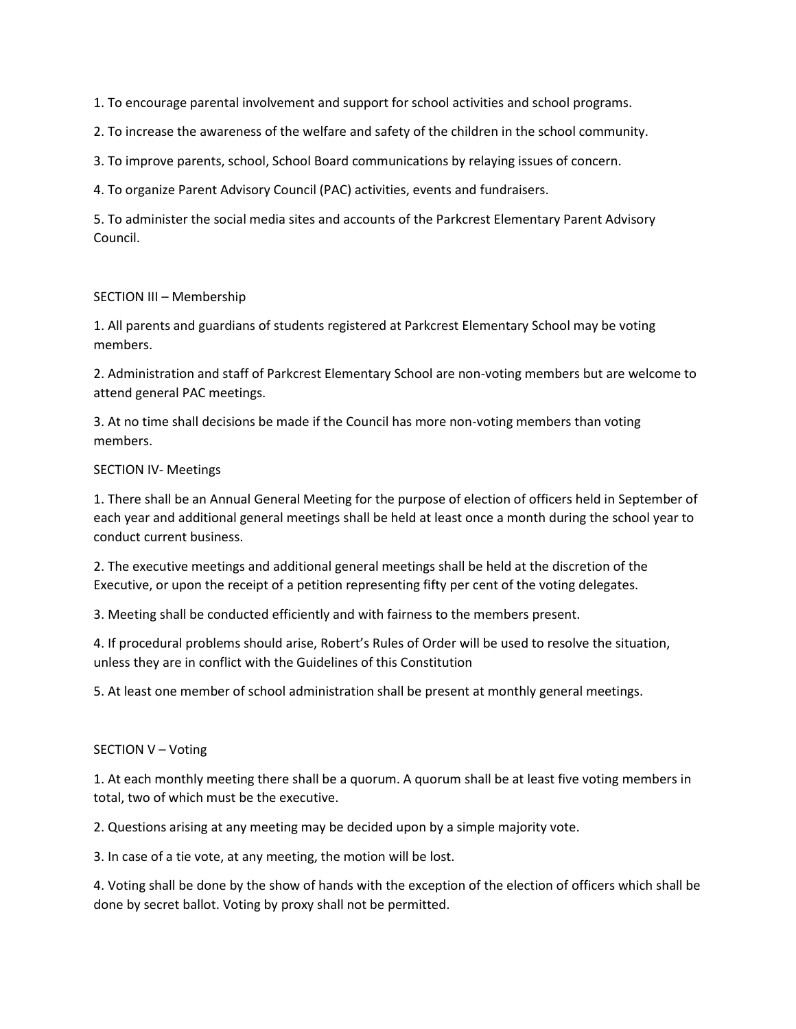1. To encourage parental involvement and support for school activities and school programs.

2. To increase the awareness of the welfare and safety of the children in the school community.

3. To improve parents, school, School Board communications by relaying issues of concern.

4. To organize Parent Advisory Council (PAC) activities, events and fundraisers.

5. To administer the social media sites and accounts of the Parkcrest Elementary Parent Advisory Council.

## SECTION III – Membership

1. All parents and guardians of students registered at Parkcrest Elementary School may be voting members.

2. Administration and staff of Parkcrest Elementary School are non-voting members but are welcome to attend general PAC meetings.

3. At no time shall decisions be made if the Council has more non-voting members than voting members.

## SECTION IV- Meetings

1. There shall be an Annual General Meeting for the purpose of election of officers held in September of each year and additional general meetings shall be held at least once a month during the school year to conduct current business.

2. The executive meetings and additional general meetings shall be held at the discretion of the Executive, or upon the receipt of a petition representing fifty per cent of the voting delegates.

3. Meeting shall be conducted efficiently and with fairness to the members present.

4. If procedural problems should arise, Robert's Rules of Order will be used to resolve the situation, unless they are in conflict with the Guidelines of this Constitution

5. At least one member of school administration shall be present at monthly general meetings.

## SECTION V – Voting

1. At each monthly meeting there shall be a quorum. A quorum shall be at least five voting members in total, two of which must be the executive.

2. Questions arising at any meeting may be decided upon by a simple majority vote.

3. In case of a tie vote, at any meeting, the motion will be lost.

4. Voting shall be done by the show of hands with the exception of the election of officers which shall be done by secret ballot. Voting by proxy shall not be permitted.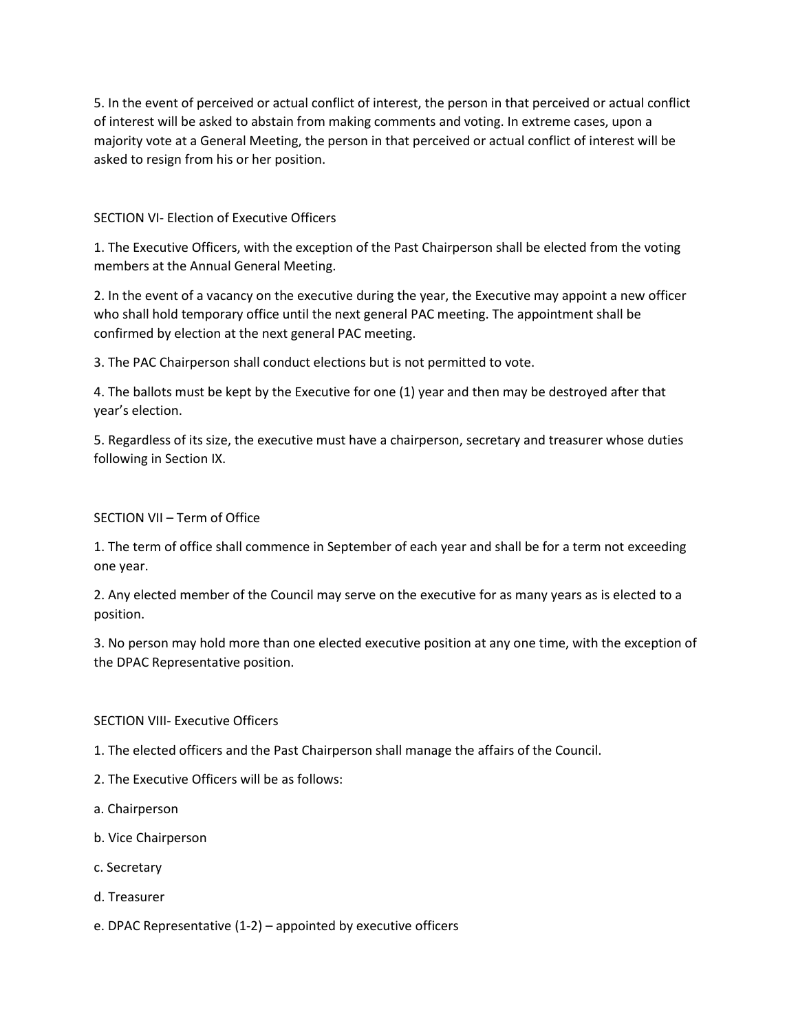5. In the event of perceived or actual conflict of interest, the person in that perceived or actual conflict of interest will be asked to abstain from making comments and voting. In extreme cases, upon a majority vote at a General Meeting, the person in that perceived or actual conflict of interest will be asked to resign from his or her position.

## SECTION VI- Election of Executive Officers

1. The Executive Officers, with the exception of the Past Chairperson shall be elected from the voting members at the Annual General Meeting.

2. In the event of a vacancy on the executive during the year, the Executive may appoint a new officer who shall hold temporary office until the next general PAC meeting. The appointment shall be confirmed by election at the next general PAC meeting.

3. The PAC Chairperson shall conduct elections but is not permitted to vote.

4. The ballots must be kept by the Executive for one (1) year and then may be destroyed after that year's election.

5. Regardless of its size, the executive must have a chairperson, secretary and treasurer whose duties following in Section IX.

## SECTION VII – Term of Office

1. The term of office shall commence in September of each year and shall be for a term not exceeding one year.

2. Any elected member of the Council may serve on the executive for as many years as is elected to a position.

3. No person may hold more than one elected executive position at any one time, with the exception of the DPAC Representative position.

## SECTION VIII- Executive Officers

1. The elected officers and the Past Chairperson shall manage the affairs of the Council.

2. The Executive Officers will be as follows:

a. Chairperson

b. Vice Chairperson

c. Secretary

d. Treasurer

e. DPAC Representative (1-2) – appointed by executive officers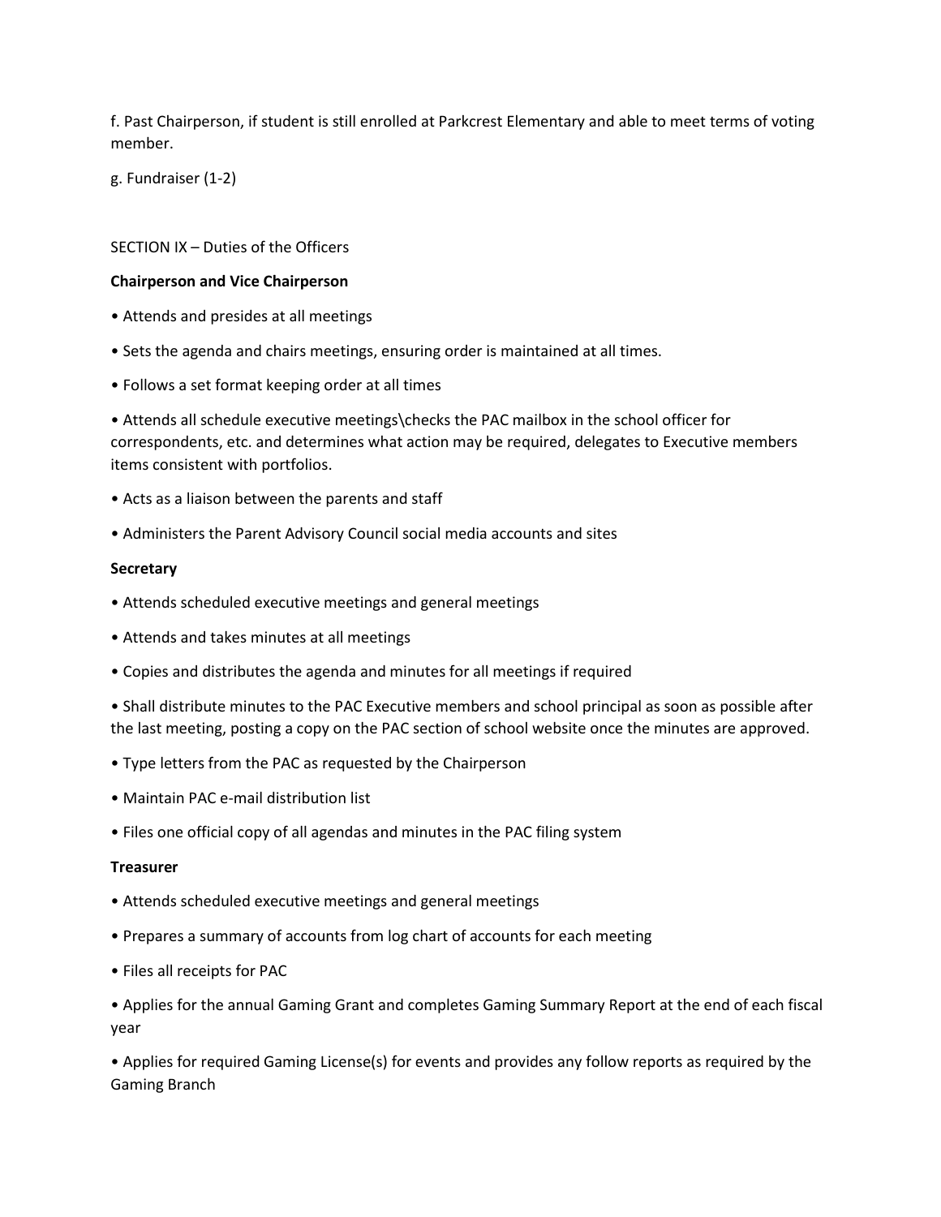f. Past Chairperson, if student is still enrolled at Parkcrest Elementary and able to meet terms of voting member.

g. Fundraiser (1-2)

SECTION IX – Duties of the Officers

**Chairperson and Vice Chairperson**

- Attends and presides at all meetings
- Sets the agenda and chairs meetings, ensuring order is maintained at all times.
- Follows a set format keeping order at all times
- Attends all schedule executive meetings\checks the PAC mailbox in the school officer for correspondents, etc. and determines what action may be required, delegates to Executive members items consistent with portfolios.
- Acts as a liaison between the parents and staff
- Administers the Parent Advisory Council social media accounts and sites

**Secretary**

- Attends scheduled executive meetings and general meetings
- Attends and takes minutes at all meetings
- Copies and distributes the agenda and minutes for all meetings if required
- Shall distribute minutes to the PAC Executive members and school principal as soon as possible after the last meeting, posting a copy on the PAC section of school website once the minutes are approved.
- Type letters from the PAC as requested by the Chairperson
- Maintain PAC e-mail distribution list
- Files one official copy of all agendas and minutes in the PAC filing system

**Treasurer**

- Attends scheduled executive meetings and general meetings
- Prepares a summary of accounts from log chart of accounts for each meeting
- Files all receipts for PAC
- Applies for the annual Gaming Grant and completes Gaming Summary Report at the end of each fiscal year
- Applies for required Gaming License(s) for events and provides any follow reports as required by the Gaming Branch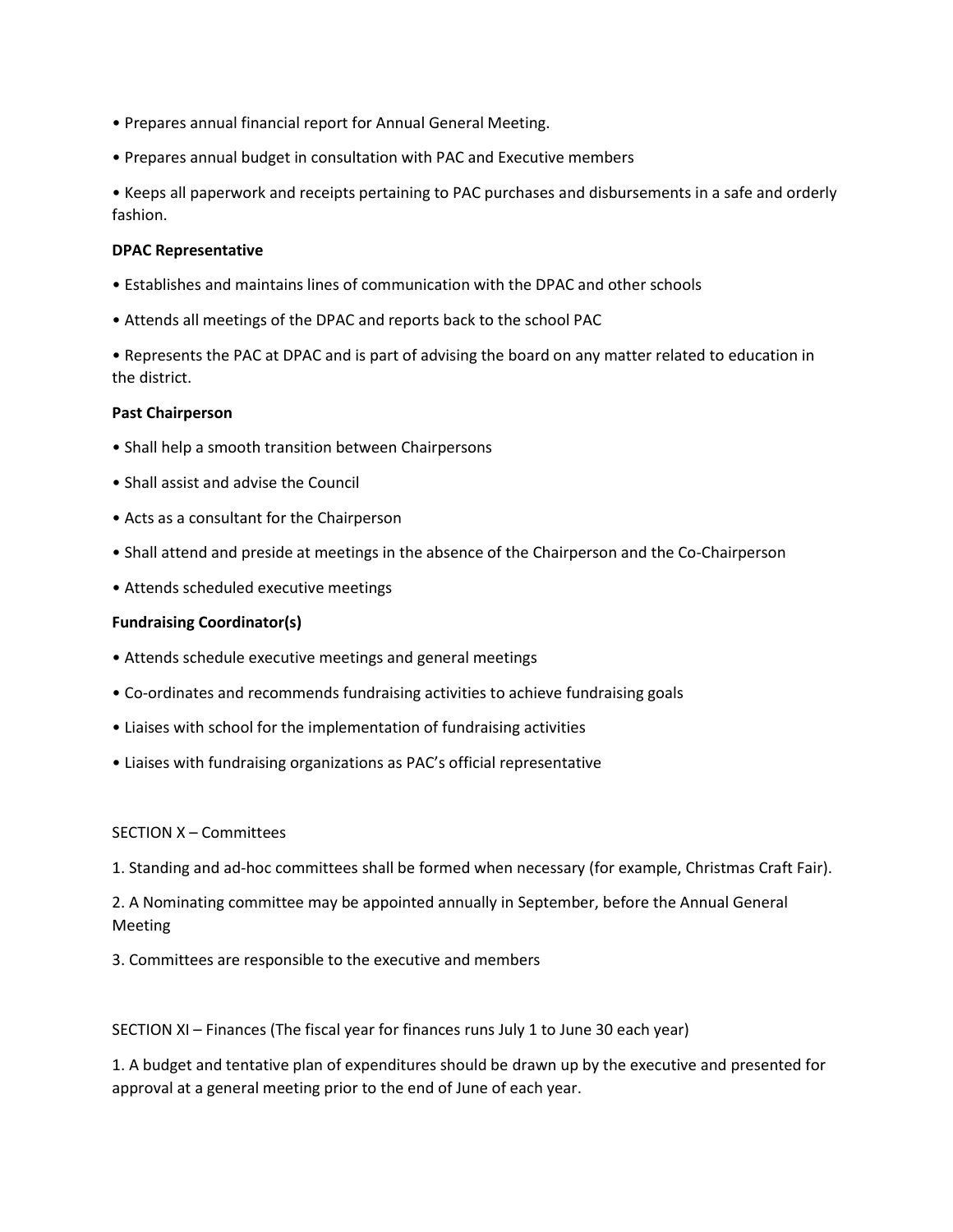- Prepares annual financial report for Annual General Meeting.
- Prepares annual budget in consultation with PAC and Executive members
- Keeps all paperwork and receipts pertaining to PAC purchases and disbursements in a safe and orderly fashion.

**DPAC Representative**

- Establishes and maintains lines of communication with the DPAC and other schools
- Attends all meetings of the DPAC and reports back to the school PAC
- Represents the PAC at DPAC and is part of advising the board on any matter related to education in the district.

**Past Chairperson**

- Shall help a smooth transition between Chairpersons
- Shall assist and advise the Council
- Acts as a consultant for the Chairperson
- Shall attend and preside at meetings in the absence of the Chairperson and the Co-Chairperson
- Attends scheduled executive meetings

**Fundraising Coordinator(s)**

- Attends schedule executive meetings and general meetings
- Co-ordinates and recommends fundraising activities to achieve fundraising goals
- Liaises with school for the implementation of fundraising activities
- Liaises with fundraising organizations as PAC's official representative

SECTION X – Committees

1. Standing and ad-hoc committees shall be formed when necessary (for example, Christmas Craft Fair).
2. A Nominating committee may be appointed annually in September, before the Annual General Meeting
3. Committees are responsible to the executive and members

SECTION XI – Finances (The fiscal year for finances runs July 1 to June 30 each year)

1. A budget and tentative plan of expenditures should be drawn up by the executive and presented for approval at a general meeting prior to the end of June of each year.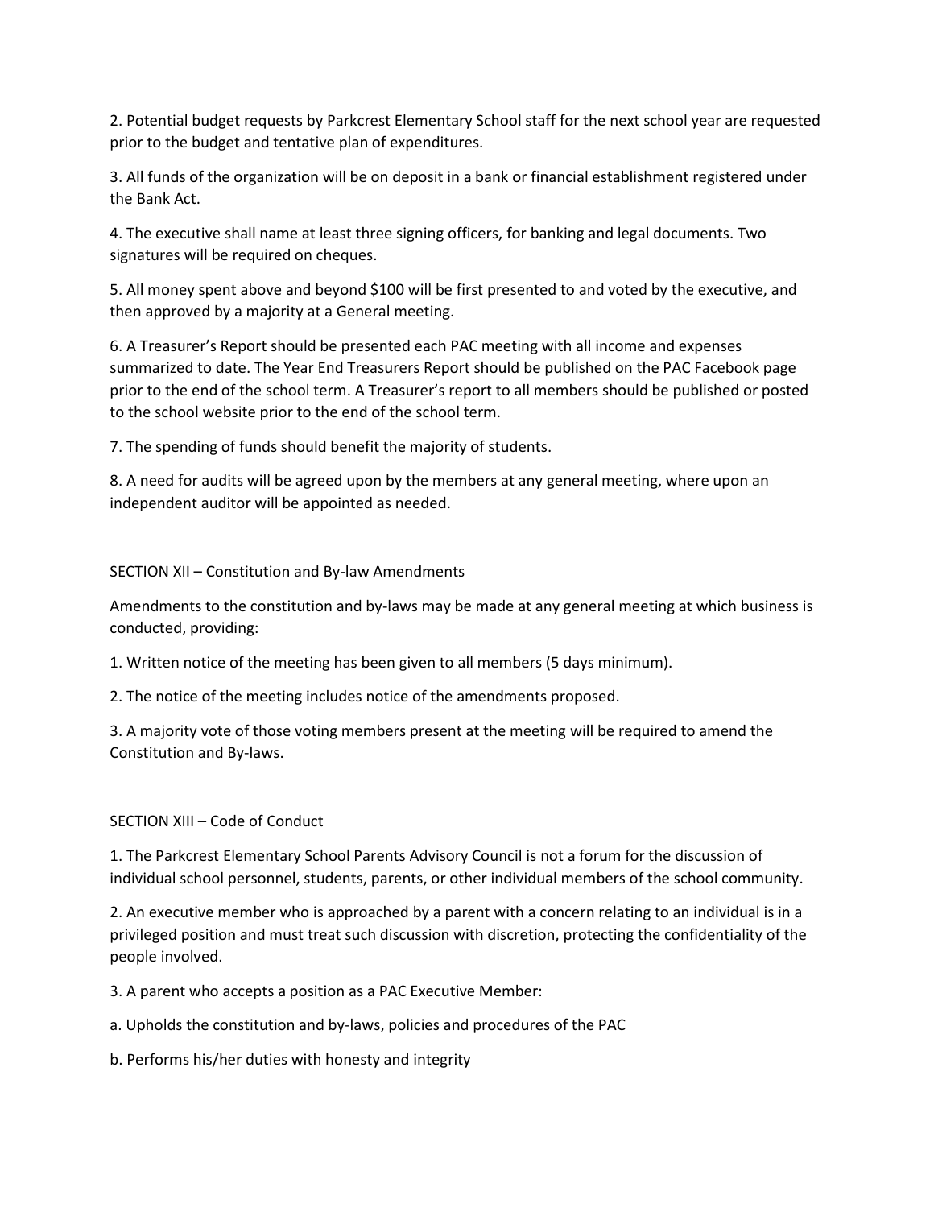2. Potential budget requests by Parkcrest Elementary School staff for the next school year are requested prior to the budget and tentative plan of expenditures.

3. All funds of the organization will be on deposit in a bank or financial establishment registered under the Bank Act.

4. The executive shall name at least three signing officers, for banking and legal documents. Two signatures will be required on cheques.

5. All money spent above and beyond $100 will be first presented to and voted by the executive, and then approved by a majority at a General meeting.

6. A Treasurer's Report should be presented each PAC meeting with all income and expenses summarized to date. The Year End Treasurers Report should be published on the PAC Facebook page prior to the end of the school term. A Treasurer's report to all members should be published or posted to the school website prior to the end of the school term.

7. The spending of funds should benefit the majority of students.

8. A need for audits will be agreed upon by the members at any general meeting, where upon an independent auditor will be appointed as needed.

## SECTION XII – Constitution and By-law Amendments

Amendments to the constitution and by-laws may be made at any general meeting at which business is conducted, providing:

1. Written notice of the meeting has been given to all members (5 days minimum).

2. The notice of the meeting includes notice of the amendments proposed.

3. A majority vote of those voting members present at the meeting will be required to amend the Constitution and By-laws.

## SECTION XIII – Code of Conduct

1. The Parkcrest Elementary School Parents Advisory Council is not a forum for the discussion of individual school personnel, students, parents, or other individual members of the school community.

2. An executive member who is approached by a parent with a concern relating to an individual is in a privileged position and must treat such discussion with discretion, protecting the confidentiality of the people involved.

3. A parent who accepts a position as a PAC Executive Member:

a. Upholds the constitution and by-laws, policies and procedures of the PAC

b. Performs his/her duties with honesty and integrity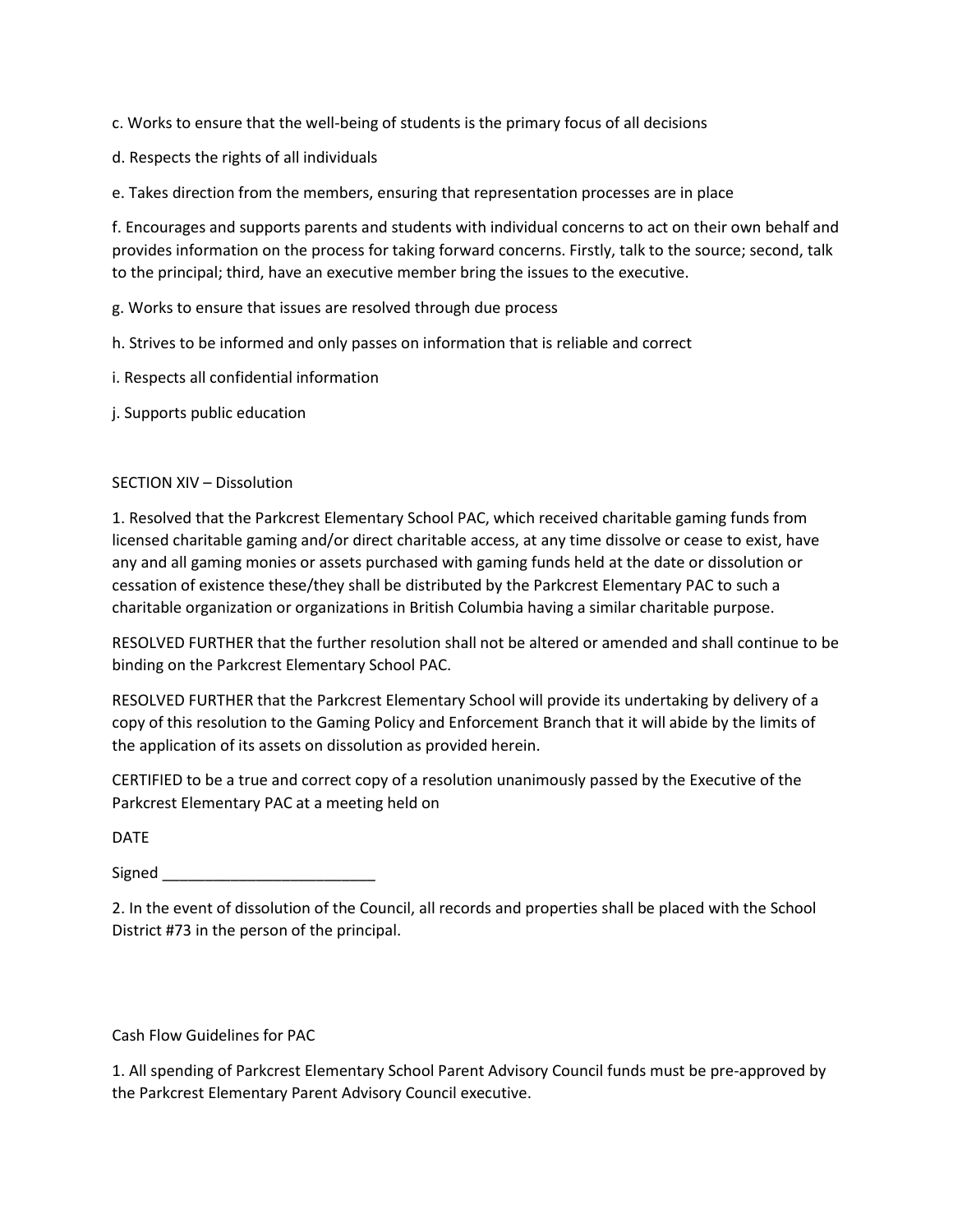c. Works to ensure that the well-being of students is the primary focus of all decisions

d. Respects the rights of all individuals

e. Takes direction from the members, ensuring that representation processes are in place

f. Encourages and supports parents and students with individual concerns to act on their own behalf and provides information on the process for taking forward concerns. Firstly, talk to the source; second, talk to the principal; third, have an executive member bring the issues to the executive.

g. Works to ensure that issues are resolved through due process

h. Strives to be informed and only passes on information that is reliable and correct

i. Respects all confidential information

j. Supports public education

## SECTION XIV – Dissolution

1. Resolved that the Parkcrest Elementary School PAC, which received charitable gaming funds from licensed charitable gaming and/or direct charitable access, at any time dissolve or cease to exist, have any and all gaming monies or assets purchased with gaming funds held at the date or dissolution or cessation of existence these/they shall be distributed by the Parkcrest Elementary PAC to such a charitable organization or organizations in British Columbia having a similar charitable purpose.

RESOLVED FURTHER that the further resolution shall not be altered or amended and shall continue to be binding on the Parkcrest Elementary School PAC.

RESOLVED FURTHER that the Parkcrest Elementary School will provide its undertaking by delivery of a copy of this resolution to the Gaming Policy and Enforcement Branch that it will abide by the limits of the application of its assets on dissolution as provided herein.

CERTIFIED to be a true and correct copy of a resolution unanimously passed by the Executive of the Parkcrest Elementary PAC at a meeting held on

DATE

Signed _________________________

2. In the event of dissolution of the Council, all records and properties shall be placed with the School District #73 in the person of the principal.

## Cash Flow Guidelines for PAC

1. All spending of Parkcrest Elementary School Parent Advisory Council funds must be pre-approved by the Parkcrest Elementary Parent Advisory Council executive.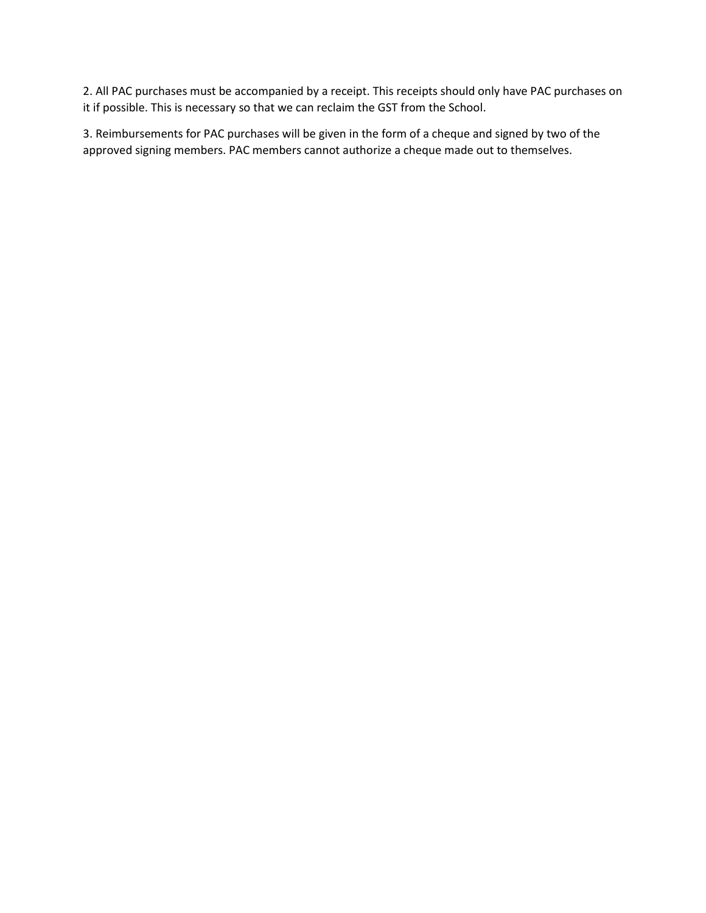2. All PAC purchases must be accompanied by a receipt. This receipts should only have PAC purchases on it if possible. This is necessary so that we can reclaim the GST from the School.

3. Reimbursements for PAC purchases will be given in the form of a cheque and signed by two of the approved signing members. PAC members cannot authorize a cheque made out to themselves.